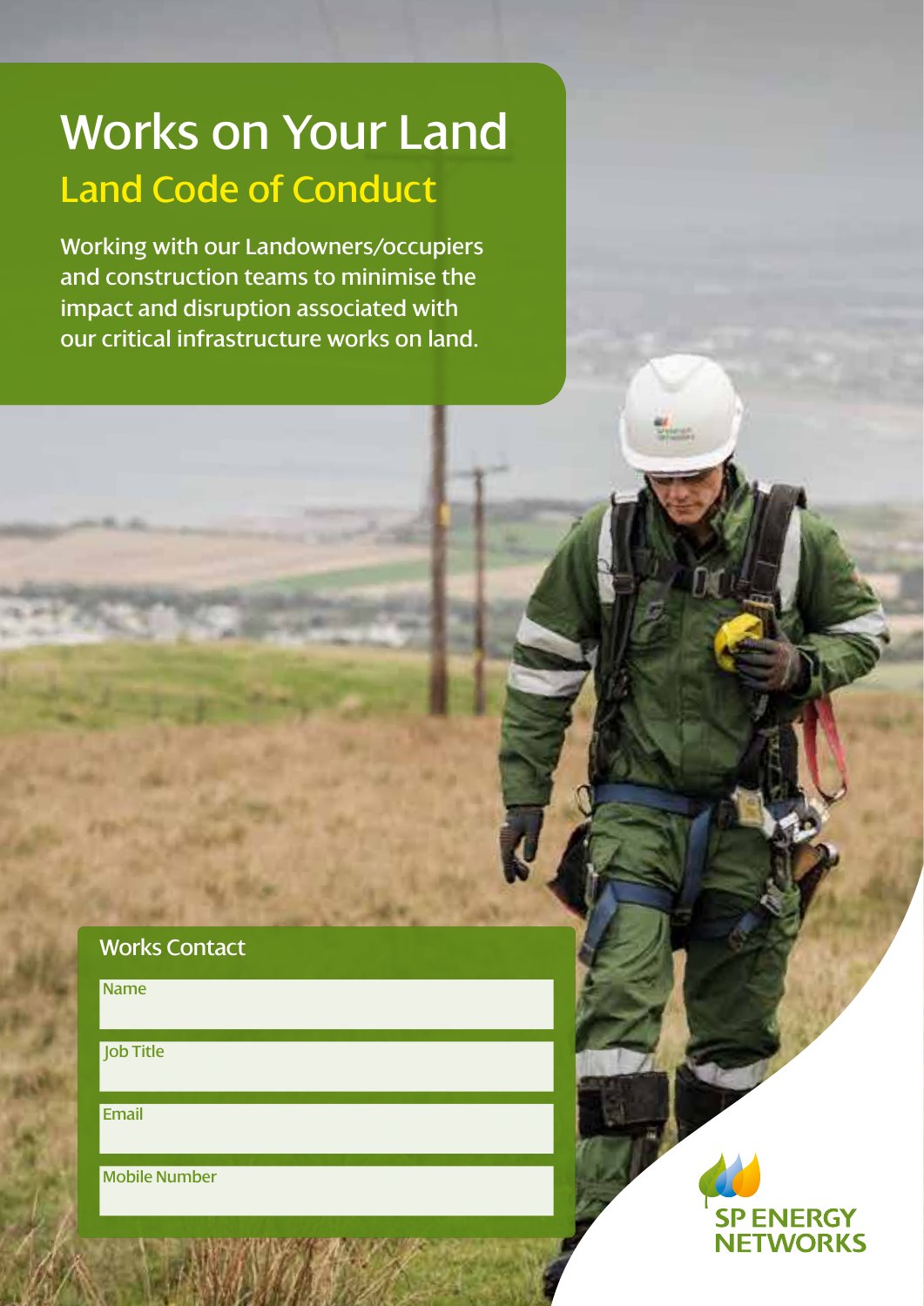# Works on Your Land

## Land Code of Conduct

Working with our Landowners/occupiers and construction teams to minimise the impact and disruption associated with our critical infrastructure works on land.

### Works Contact

Name

Job Title

Email

Mobile Number

SP ENERGY NETWORKS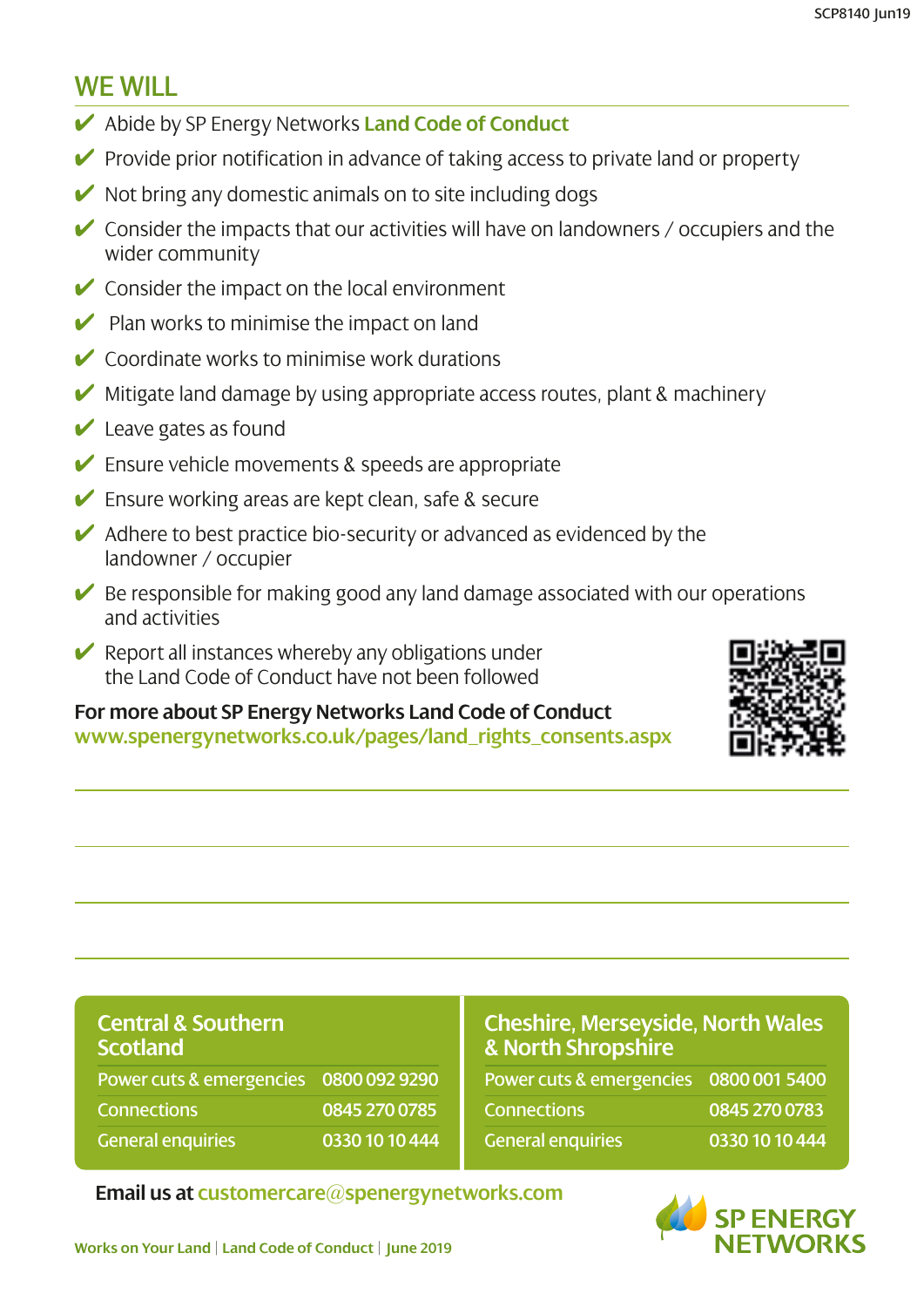SCP8140 Jun19

## WE WILL

- ✔ Abide by SP Energy Networks **Land Code of Conduct**
- ✔ Provide prior notification in advance of taking access to private land or property
- ✔ Not bring any domestic animals on to site including dogs
- ✔ Consider the impacts that our activities will have on landowners / occupiers and the wider community
- ✔ Consider the impact on the local environment
- ✔ Plan works to minimise the impact on land
- ✔ Coordinate works to minimise work durations
- ✔ Mitigate land damage by using appropriate access routes, plant & machinery
- ✔ Leave gates as found
- ✔ Ensure vehicle movements & speeds are appropriate
- ✔ Ensure working areas are kept clean, safe & secure
- ✔ Adhere to best practice bio-security or advanced as evidenced by the landowner / occupier
- ✔ Be responsible for making good any land damage associated with our operations and activities
- ✔ Report all instances whereby any obligations under the Land Code of Conduct have not been followed

**For more about SP Energy Networks Land Code of Conduct**
www.spenergynetworks.co.uk/pages/land_rights_consents.aspx

### Central & Southern Scotland

| | |
|---|---|
| Power cuts & emergencies | 0800 092 9290 |
| Connections | 0845 270 0785 |
| General enquiries | 0330 10 10 444 |

### Cheshire, Merseyside, North Wales & North Shropshire

| | |
|---|---|
| Power cuts & emergencies | 0800 001 5400 |
| Connections | 0845 270 0783 |
| General enquiries | 0330 10 10 444 |

**Email us at** customercare@spenergynetworks.com

Works on Your Land | Land Code of Conduct | June 2019

SP ENERGY NETWORKS